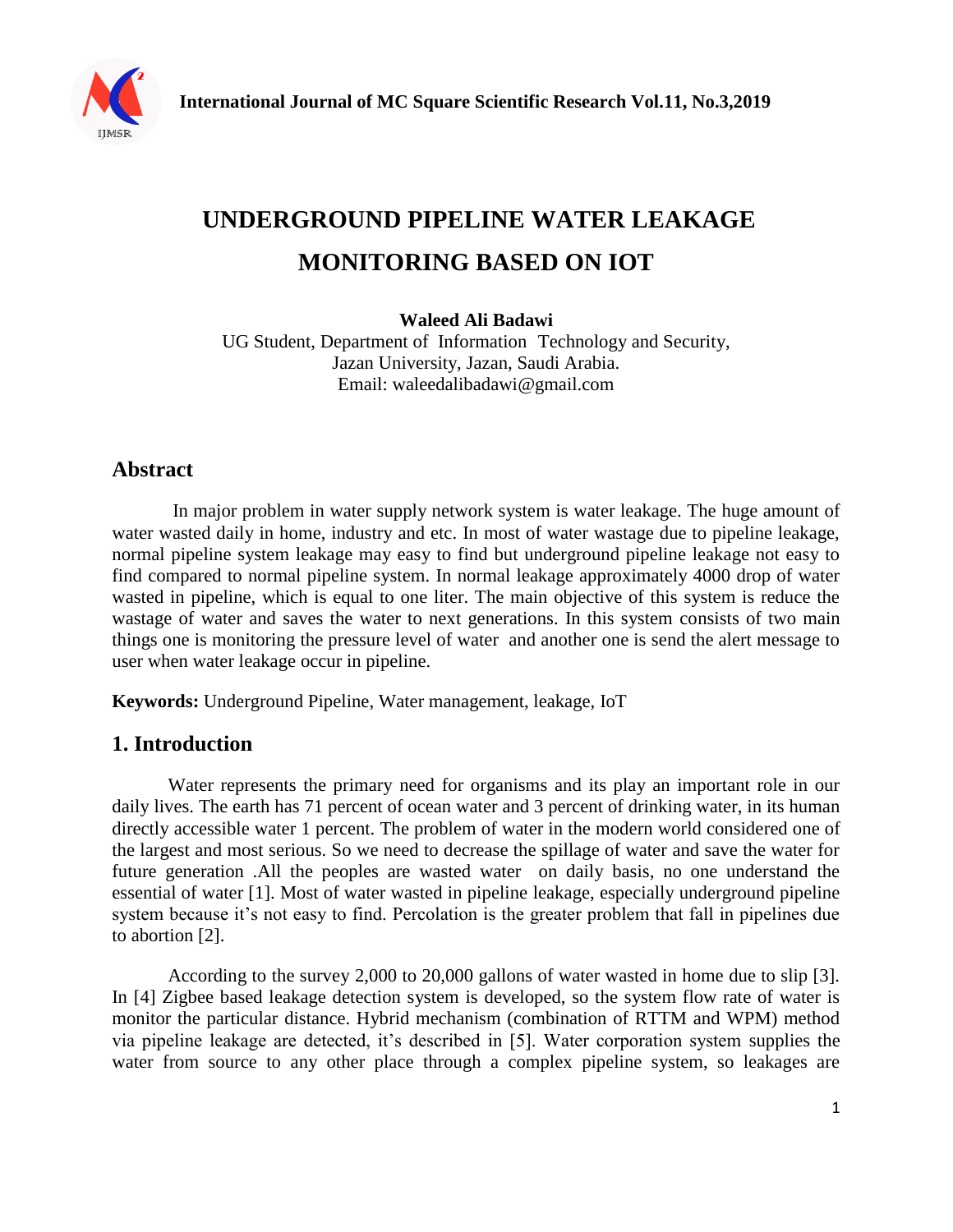# UNDERGROUND PIPELINE WATER LEAKAGE MONITORING BASED ON IOT

**Waleed Ali Badawi**
UG Student, Department of Information Technology and Security,
Jazan University, Jazan, Saudi Arabia.
Email: waleedalibadawi@gmail.com

## Abstract

In major problem in water supply network system is water leakage. The huge amount of water wasted daily in home, industry and etc. In most of water wastage due to pipeline leakage, normal pipeline system leakage may easy to find but underground pipeline leakage not easy to find compared to normal pipeline system. In normal leakage approximately 4000 drop of water wasted in pipeline, which is equal to one liter. The main objective of this system is reduce the wastage of water and saves the water to next generations. In this system consists of two main things one is monitoring the pressure level of water and another one is send the alert message to user when water leakage occur in pipeline.

**Keywords:** Underground Pipeline, Water management, leakage, IoT

## 1. Introduction

Water represents the primary need for organisms and its play an important role in our daily lives. The earth has 71 percent of ocean water and 3 percent of drinking water, in its human directly accessible water 1 percent. The problem of water in the modern world considered one of the largest and most serious. So we need to decrease the spillage of water and save the water for future generation .All the peoples are wasted water on daily basis, no one understand the essential of water [1]. Most of water wasted in pipeline leakage, especially underground pipeline system because it's not easy to find. Percolation is the greater problem that fall in pipelines due to abortion [2].

According to the survey 2,000 to 20,000 gallons of water wasted in home due to slip [3]. In [4] Zigbee based leakage detection system is developed, so the system flow rate of water is monitor the particular distance. Hybrid mechanism (combination of RTTM and WPM) method via pipeline leakage are detected, it's described in [5]. Water corporation system supplies the water from source to any other place through a complex pipeline system, so leakages are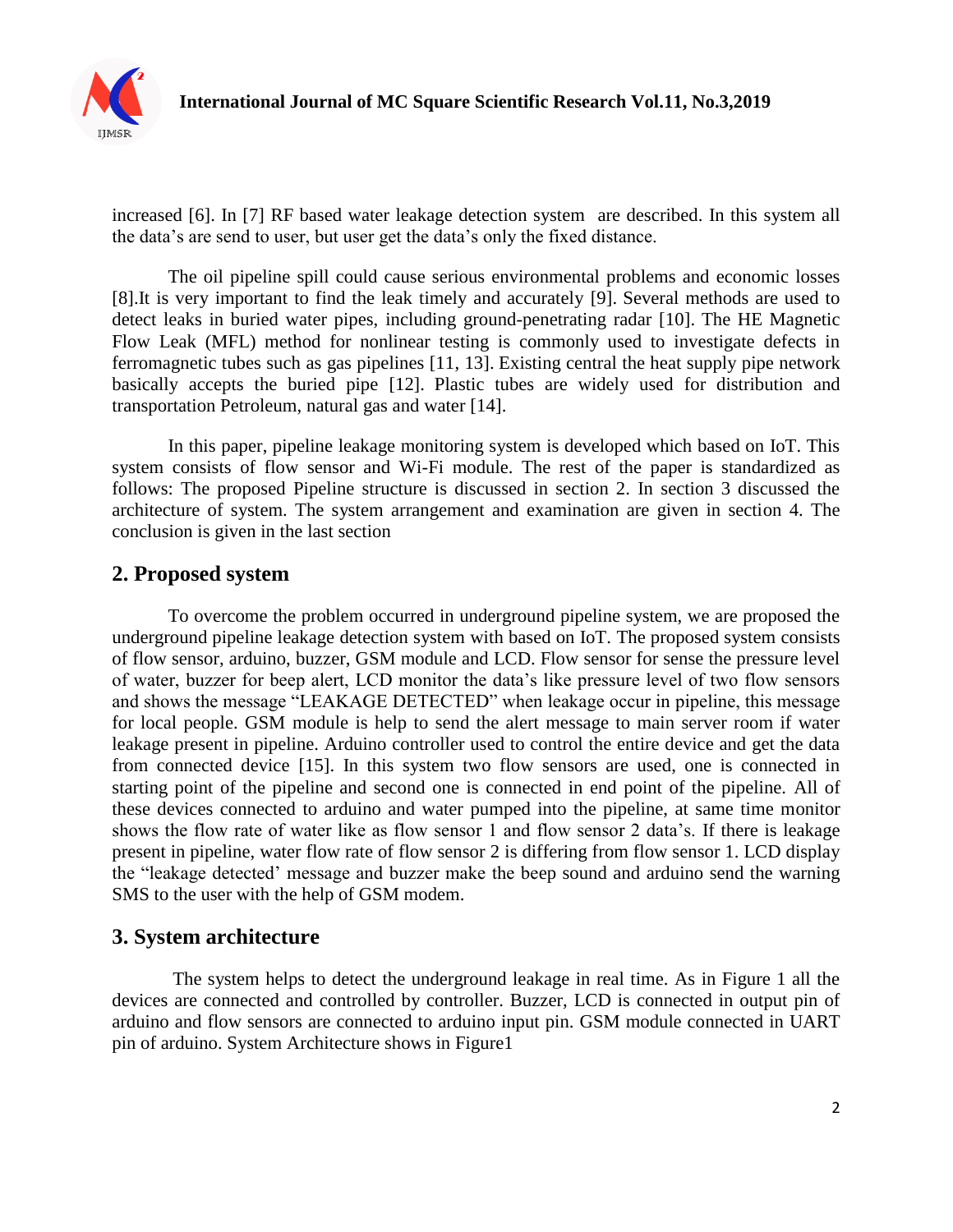increased [6]. In [7] RF based water leakage detection system are described. In this system all the data's are send to user, but user get the data's only the fixed distance.

The oil pipeline spill could cause serious environmental problems and economic losses [8].It is very important to find the leak timely and accurately [9]. Several methods are used to detect leaks in buried water pipes, including ground-penetrating radar [10]. The HE Magnetic Flow Leak (MFL) method for nonlinear testing is commonly used to investigate defects in ferromagnetic tubes such as gas pipelines [11, 13]. Existing central the heat supply pipe network basically accepts the buried pipe [12]. Plastic tubes are widely used for distribution and transportation Petroleum, natural gas and water [14].

In this paper, pipeline leakage monitoring system is developed which based on IoT. This system consists of flow sensor and Wi-Fi module. The rest of the paper is standardized as follows: The proposed Pipeline structure is discussed in section 2. In section 3 discussed the architecture of system. The system arrangement and examination are given in section 4. The conclusion is given in the last section

## 2. Proposed system

To overcome the problem occurred in underground pipeline system, we are proposed the underground pipeline leakage detection system with based on IoT. The proposed system consists of flow sensor, arduino, buzzer, GSM module and LCD. Flow sensor for sense the pressure level of water, buzzer for beep alert, LCD monitor the data's like pressure level of two flow sensors and shows the message "LEAKAGE DETECTED" when leakage occur in pipeline, this message for local people. GSM module is help to send the alert message to main server room if water leakage present in pipeline. Arduino controller used to control the entire device and get the data from connected device [15]. In this system two flow sensors are used, one is connected in starting point of the pipeline and second one is connected in end point of the pipeline. All of these devices connected to arduino and water pumped into the pipeline, at same time monitor shows the flow rate of water like as flow sensor 1 and flow sensor 2 data's. If there is leakage present in pipeline, water flow rate of flow sensor 2 is differing from flow sensor 1. LCD display the "leakage detected' message and buzzer make the beep sound and arduino send the warning SMS to the user with the help of GSM modem.

## 3. System architecture

The system helps to detect the underground leakage in real time. As in Figure 1 all the devices are connected and controlled by controller. Buzzer, LCD is connected in output pin of arduino and flow sensors are connected to arduino input pin. GSM module connected in UART pin of arduino. System Architecture shows in Figure1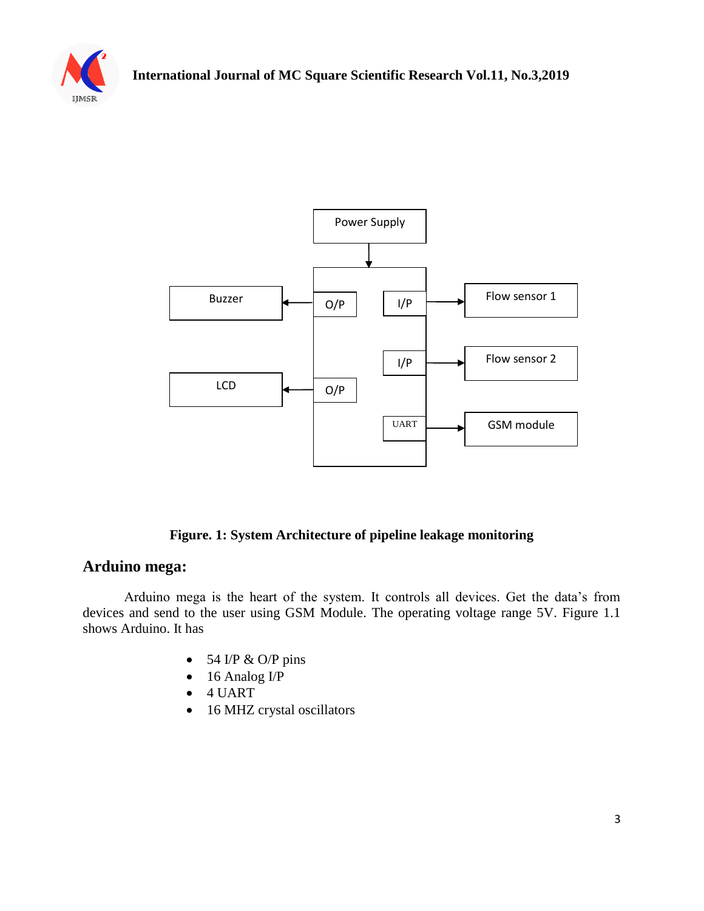Power Supply

Buzzer

O/P

I/P

Flow sensor 1

I/P

Flow sensor 2

LCD

O/P

UART

GSM module

**Figure. 1: System Architecture of pipeline leakage monitoring**

## Arduino mega:

Arduino mega is the heart of the system. It controls all devices. Get the data's from devices and send to the user using GSM Module. The operating voltage range 5V. Figure 1.1 shows Arduino. It has

- 54 I/P & O/P pins
- 16 Analog I/P
- 4 UART
- 16 MHZ crystal oscillators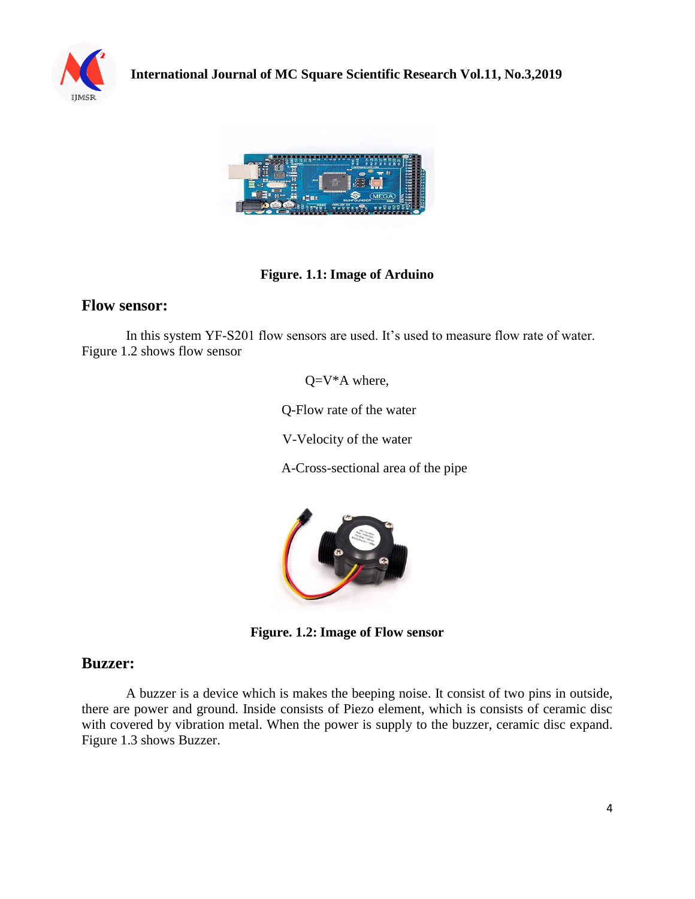Figure. 1.1: Image of Arduino

## Flow sensor:

In this system YF-S201 flow sensors are used. It's used to measure flow rate of water. Figure 1.2 shows flow sensor

$$Q=V*A$$ where,

Q-Flow rate of the water

V-Velocity of the water

A-Cross-sectional area of the pipe

Figure. 1.2: Image of Flow sensor

## Buzzer:

A buzzer is a device which is makes the beeping noise. It consist of two pins in outside, there are power and ground. Inside consists of Piezo element, which is consists of ceramic disc with covered by vibration metal. When the power is supply to the buzzer, ceramic disc expand. Figure 1.3 shows Buzzer.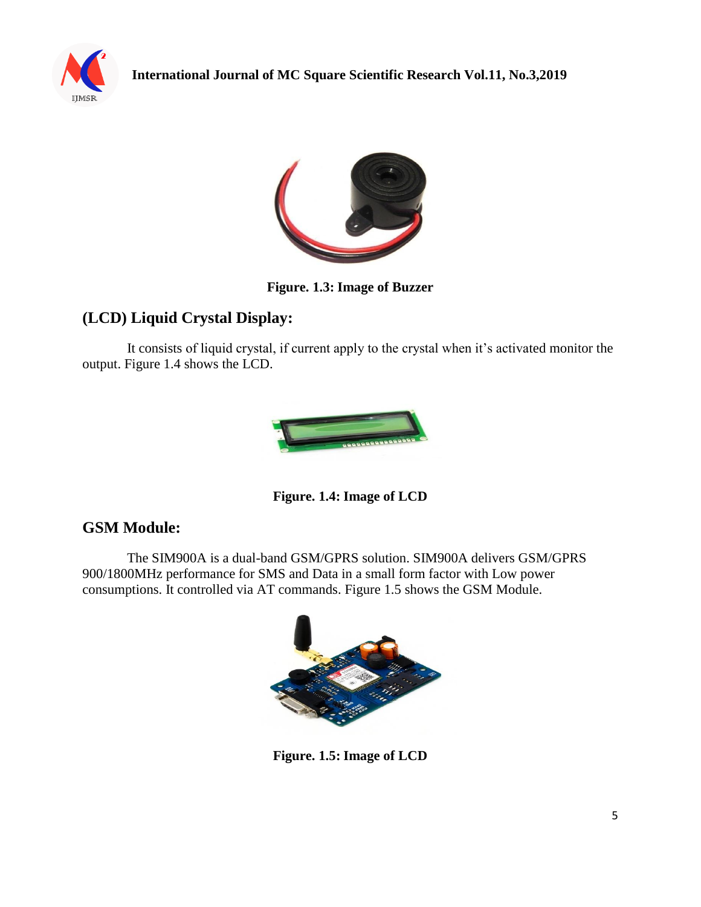Figure. 1.3: Image of Buzzer

## (LCD) Liquid Crystal Display:

It consists of liquid crystal, if current apply to the crystal when it's activated monitor the output. Figure 1.4 shows the LCD.

Figure. 1.4: Image of LCD

## GSM Module:

The SIM900A is a dual-band GSM/GPRS solution. SIM900A delivers GSM/GPRS 900/1800MHz performance for SMS and Data in a small form factor with Low power consumptions. It controlled via AT commands. Figure 1.5 shows the GSM Module.

Figure. 1.5: Image of LCD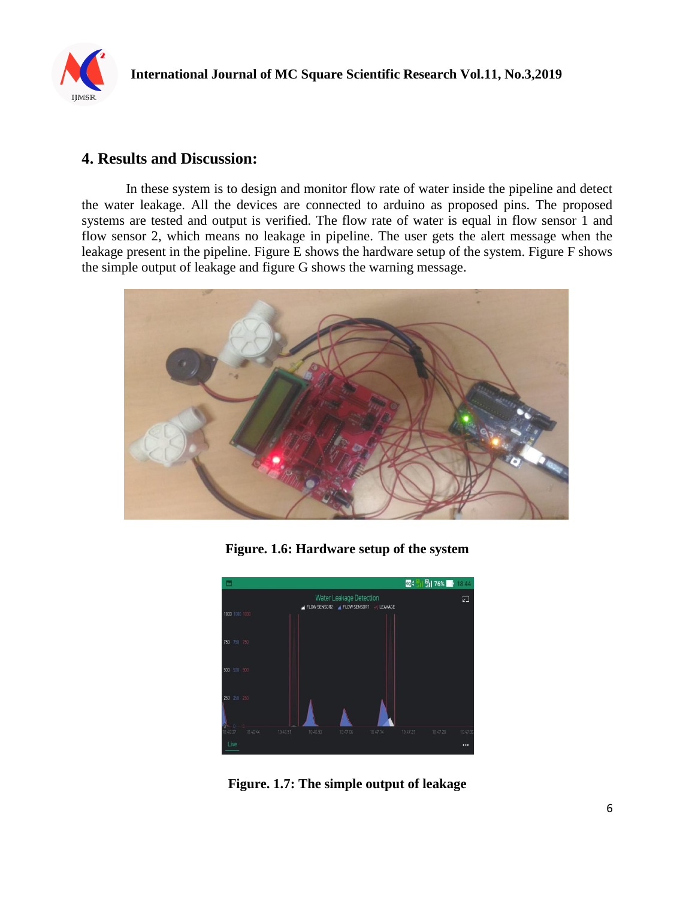## 4. Results and Discussion:

In these system is to design and monitor flow rate of water inside the pipeline and detect the water leakage. All the devices are connected to arduino as proposed pins. The proposed systems are tested and output is verified. The flow rate of water is equal in flow sensor 1 and flow sensor 2, which means no leakage in pipeline. The user gets the alert message when the leakage present in the pipeline. Figure E shows the hardware setup of the system. Figure F shows the simple output of leakage and figure G shows the warning message.

**Figure. 1.6: Hardware setup of the system**

Water Leakage Detection

FLOW SENSOR2 FLOW SENSOR1 LEAKAGE

1000 1000 1000

750 750 750

500 500 500

250 250 250

Live

**Figure. 1.7: The simple output of leakage**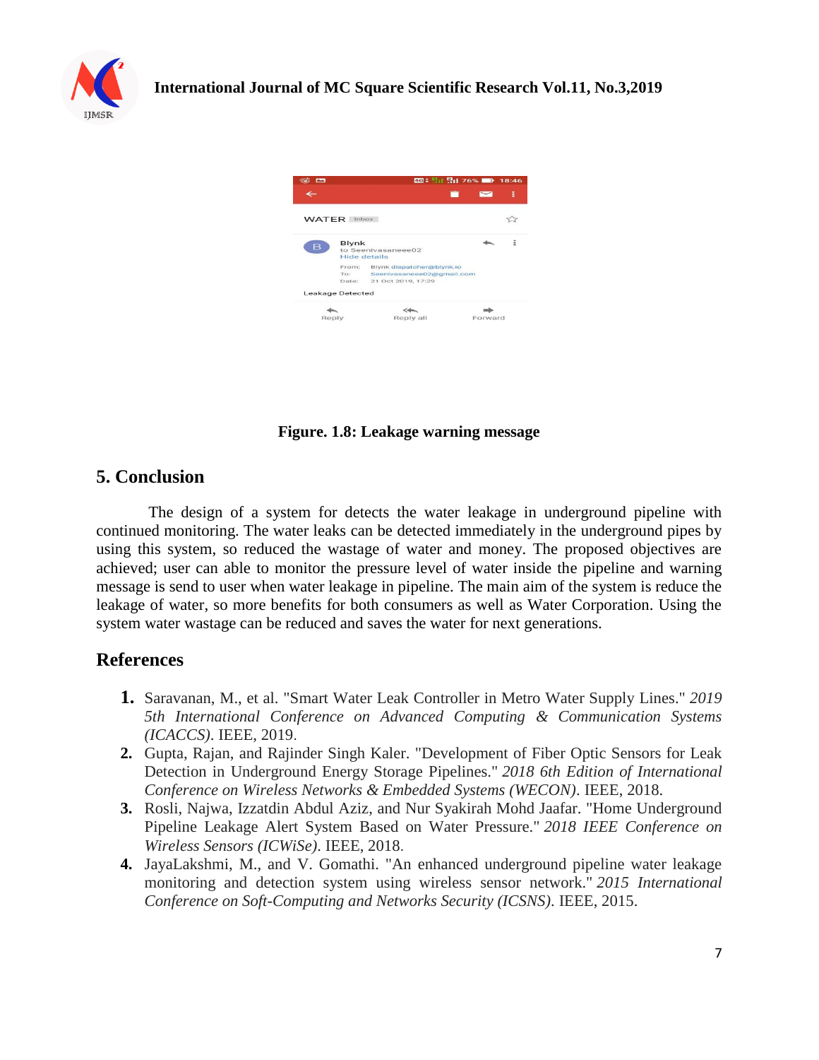Figure. 1.8: Leakage warning message

## 5. Conclusion

The design of a system for detects the water leakage in underground pipeline with continued monitoring. The water leaks can be detected immediately in the underground pipes by using this system, so reduced the wastage of water and money. The proposed objectives are achieved; user can able to monitor the pressure level of water inside the pipeline and warning message is send to user when water leakage in pipeline. The main aim of the system is reduce the leakage of water, so more benefits for both consumers as well as Water Corporation. Using the system water wastage can be reduced and saves the water for next generations.

## References

1. Saravanan, M., et al. "Smart Water Leak Controller in Metro Water Supply Lines." *2019 5th International Conference on Advanced Computing & Communication Systems (ICACCS)*. IEEE, 2019.
2. Gupta, Rajan, and Rajinder Singh Kaler. "Development of Fiber Optic Sensors for Leak Detection in Underground Energy Storage Pipelines." *2018 6th Edition of International Conference on Wireless Networks & Embedded Systems (WECON)*. IEEE, 2018.
3. Rosli, Najwa, Izzatdin Abdul Aziz, and Nur Syakirah Mohd Jaafar. "Home Underground Pipeline Leakage Alert System Based on Water Pressure." *2018 IEEE Conference on Wireless Sensors (ICWiSe)*. IEEE, 2018.
4. JayaLakshmi, M., and V. Gomathi. "An enhanced underground pipeline water leakage monitoring and detection system using wireless sensor network." *2015 International Conference on Soft-Computing and Networks Security (ICSNS)*. IEEE, 2015.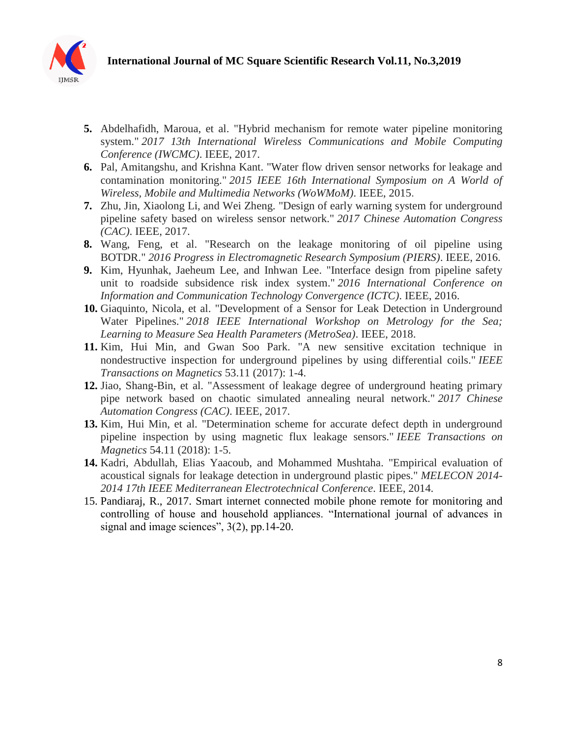5. Abdelhafidh, Maroua, et al. "Hybrid mechanism for remote water pipeline monitoring system." *2017 13th International Wireless Communications and Mobile Computing Conference (IWCMC)*. IEEE, 2017.
6. Pal, Amitangshu, and Krishna Kant. "Water flow driven sensor networks for leakage and contamination monitoring." *2015 IEEE 16th International Symposium on A World of Wireless, Mobile and Multimedia Networks (WoWMoM)*. IEEE, 2015.
7. Zhu, Jin, Xiaolong Li, and Wei Zheng. "Design of early warning system for underground pipeline safety based on wireless sensor network." *2017 Chinese Automation Congress (CAC)*. IEEE, 2017.
8. Wang, Feng, et al. "Research on the leakage monitoring of oil pipeline using BOTDR." *2016 Progress in Electromagnetic Research Symposium (PIERS)*. IEEE, 2016.
9. Kim, Hyunhak, Jaeheum Lee, and Inhwan Lee. "Interface design from pipeline safety unit to roadside subsidence risk index system." *2016 International Conference on Information and Communication Technology Convergence (ICTC)*. IEEE, 2016.
10. Giaquinto, Nicola, et al. "Development of a Sensor for Leak Detection in Underground Water Pipelines." *2018 IEEE International Workshop on Metrology for the Sea; Learning to Measure Sea Health Parameters (MetroSea)*. IEEE, 2018.
11. Kim, Hui Min, and Gwan Soo Park. "A new sensitive excitation technique in nondestructive inspection for underground pipelines by using differential coils." *IEEE Transactions on Magnetics* 53.11 (2017): 1-4.
12. Jiao, Shang-Bin, et al. "Assessment of leakage degree of underground heating primary pipe network based on chaotic simulated annealing neural network." *2017 Chinese Automation Congress (CAC)*. IEEE, 2017.
13. Kim, Hui Min, et al. "Determination scheme for accurate defect depth in underground pipeline inspection by using magnetic flux leakage sensors." *IEEE Transactions on Magnetics* 54.11 (2018): 1-5.
14. Kadri, Abdullah, Elias Yaacoub, and Mohammed Mushtaha. "Empirical evaluation of acoustical signals for leakage detection in underground plastic pipes." *MELECON 2014-2014 17th IEEE Mediterranean Electrotechnical Conference*. IEEE, 2014.
15. Pandiaraj, R., 2017. Smart internet connected mobile phone remote for monitoring and controlling of house and household appliances. "International journal of advances in signal and image sciences", 3(2), pp.14-20.